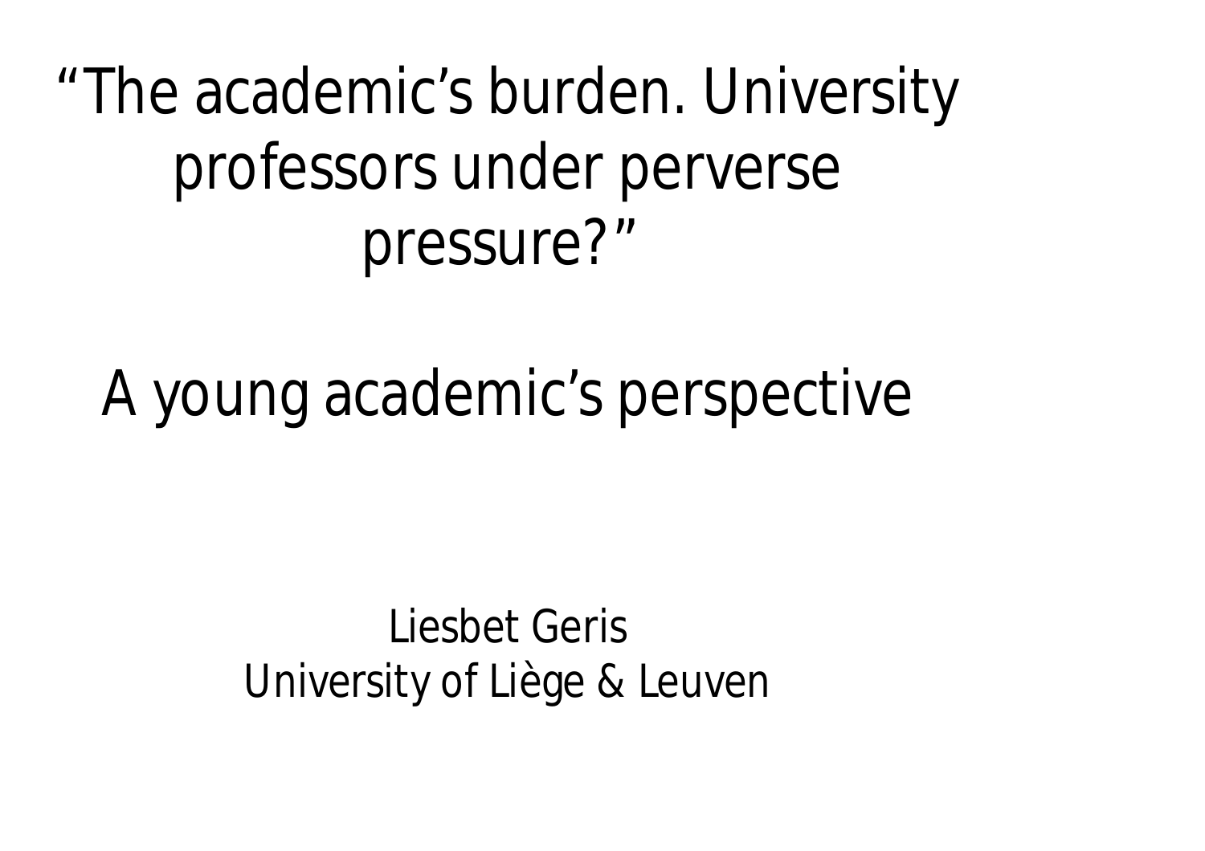# "The academic's burden. University professors under perverse pressure?"

## A young academic's perspective

Liesbet Geris
University of Liège & Leuven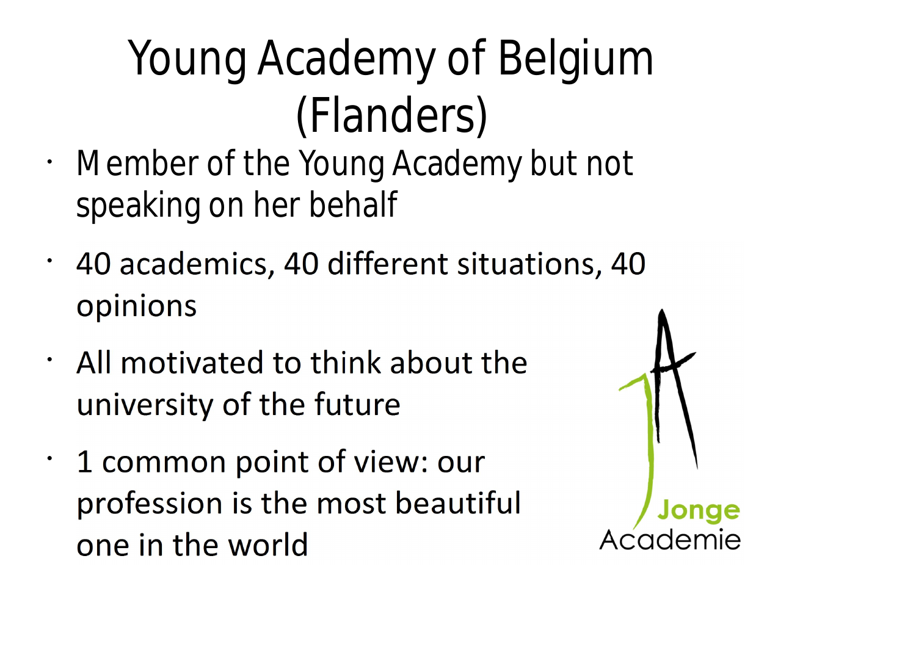# Young Academy of Belgium (Flanders)

- Member of the Young Academy but not speaking on her behalf
- 40 academics, 40 different situations, 40 opinions
- All motivated to think about the university of the future
- 1 common point of view: our profession is the most beautiful one in the world

Jonge Academie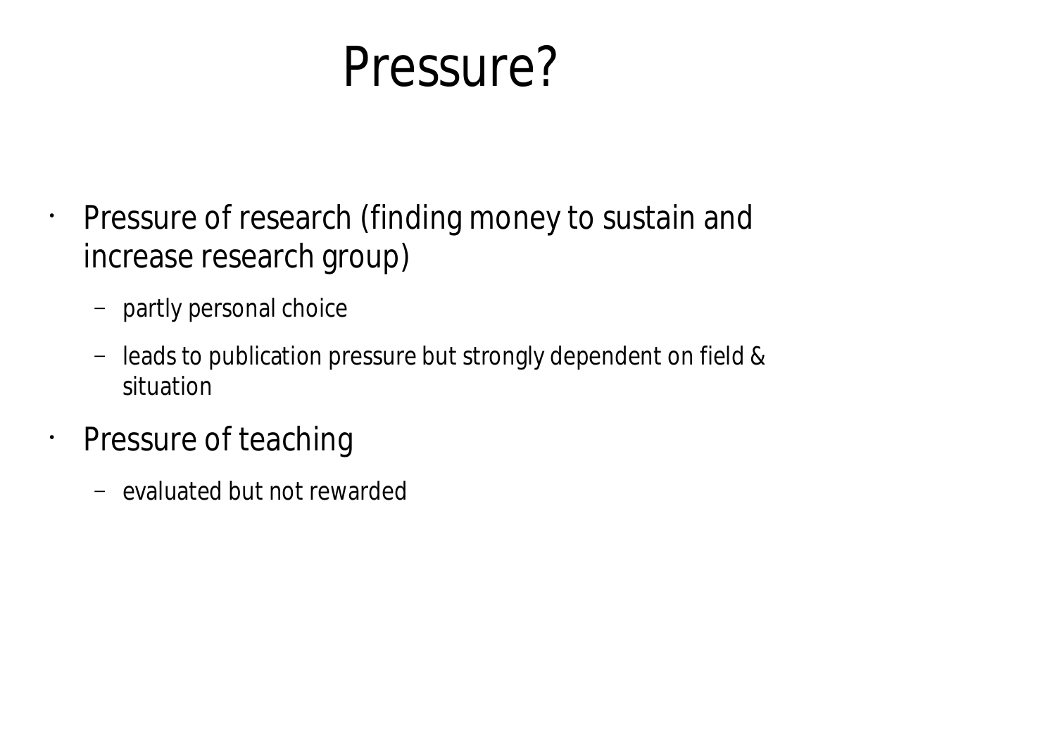# Pressure?

- Pressure of research (finding money to sustain and increase research group)
  - partly personal choice
  - leads to publication pressure but strongly dependent on field & situation
- Pressure of teaching
  - evaluated but not rewarded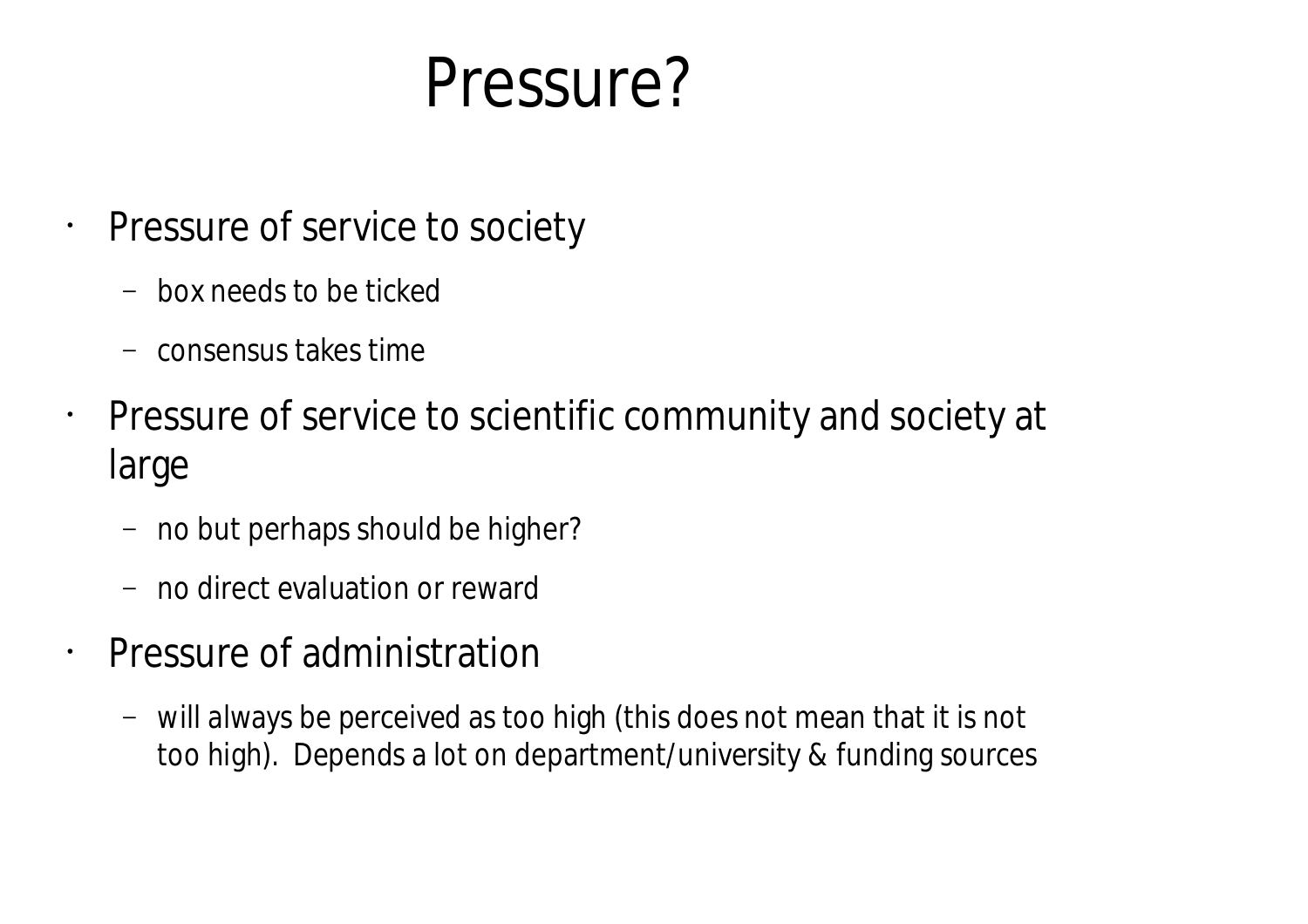# Pressure?

- Pressure of service to society
  - box needs to be ticked
  - consensus takes time
- Pressure of service to scientific community and society at large
  - no but perhaps should be higher?
  - no direct evaluation or reward
- Pressure of administration
  - will always be perceived as too high (this does not mean that it is not too high). Depends a lot on department/university & funding sources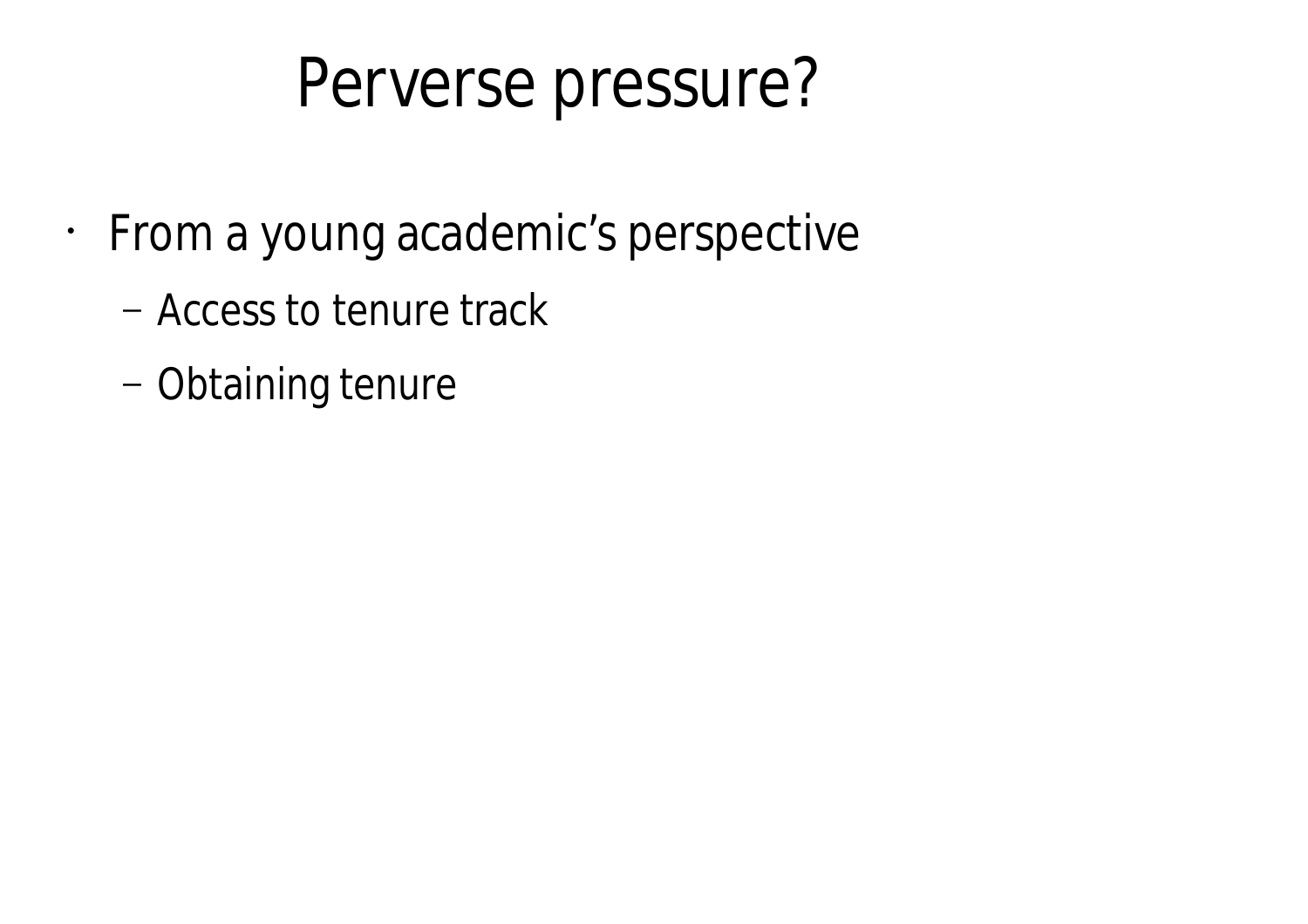# Perverse pressure?

- From a young academic's perspective
  - Access to tenure track
  - Obtaining tenure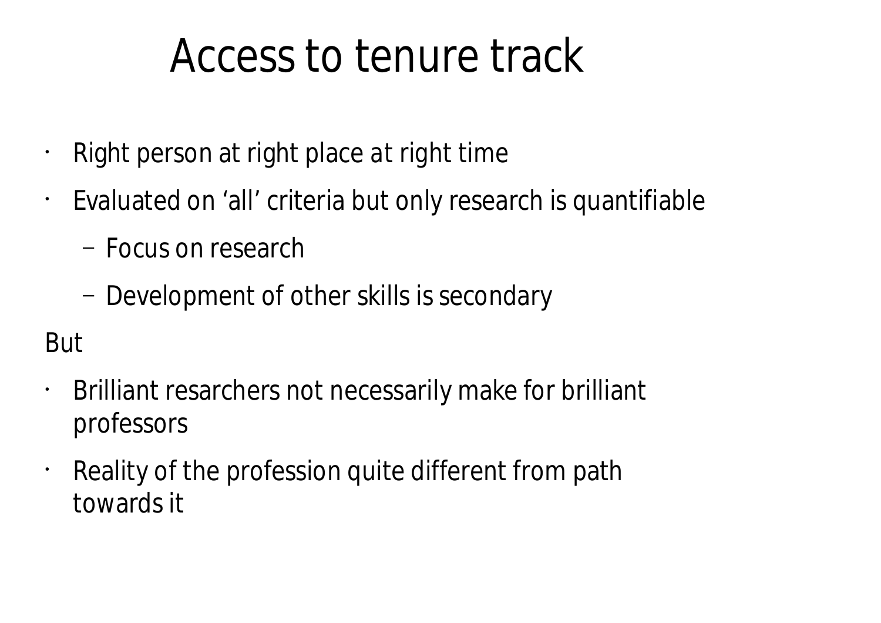# Access to tenure track

- Right person at right place at right time
- Evaluated on ‘all’ criteria but only research is quantifiable
  - Focus on research
  - Development of other skills is secondary

But

- Brilliant resarchers not necessarily make for brilliant professors
- Reality of the profession quite different from path towards it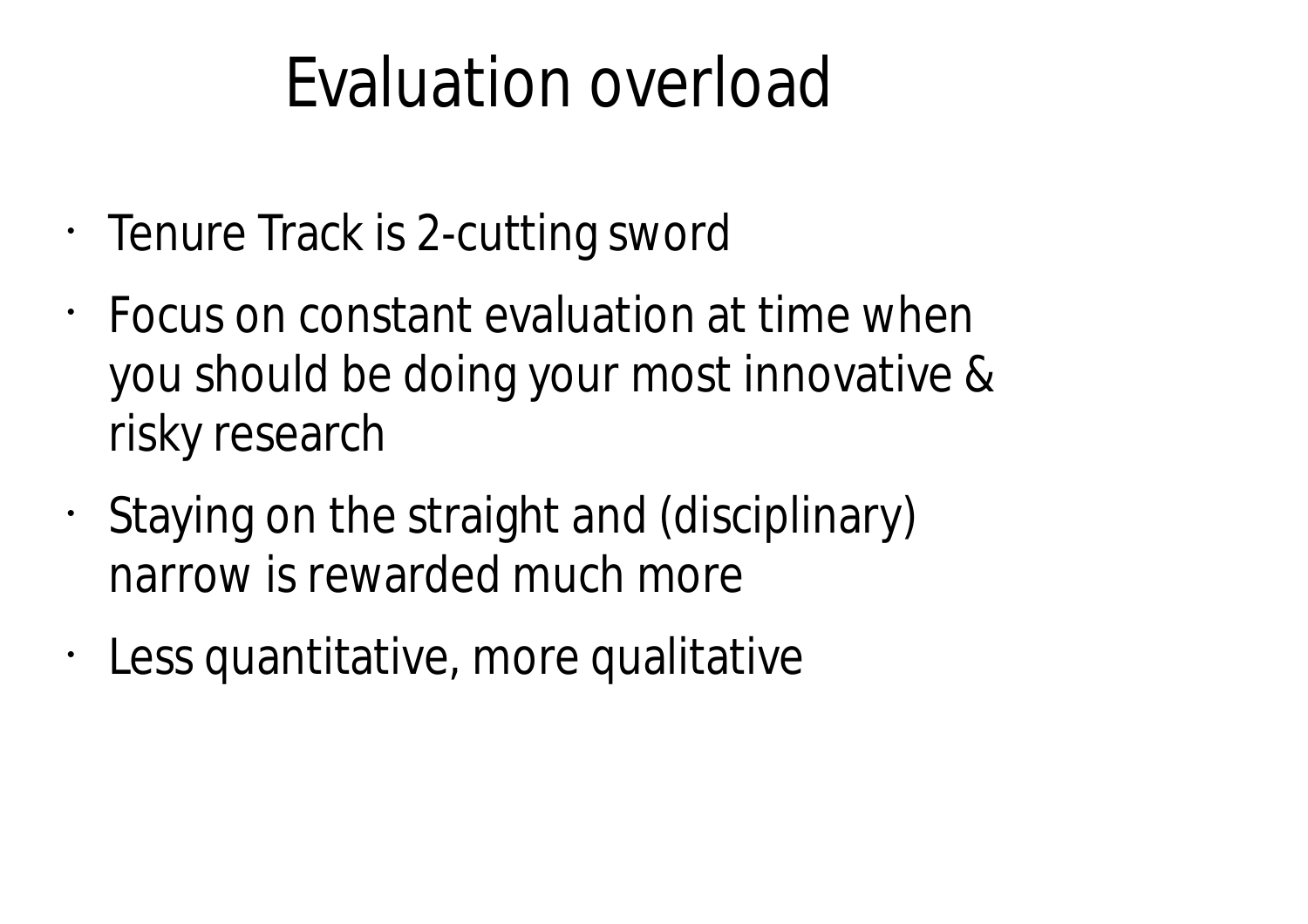# Evaluation overload

- Tenure Track is 2-cutting sword
- Focus on constant evaluation at time when you should be doing your most innovative & risky research
- Staying on the straight and (disciplinary) narrow is rewarded much more
- Less quantitative, more qualitative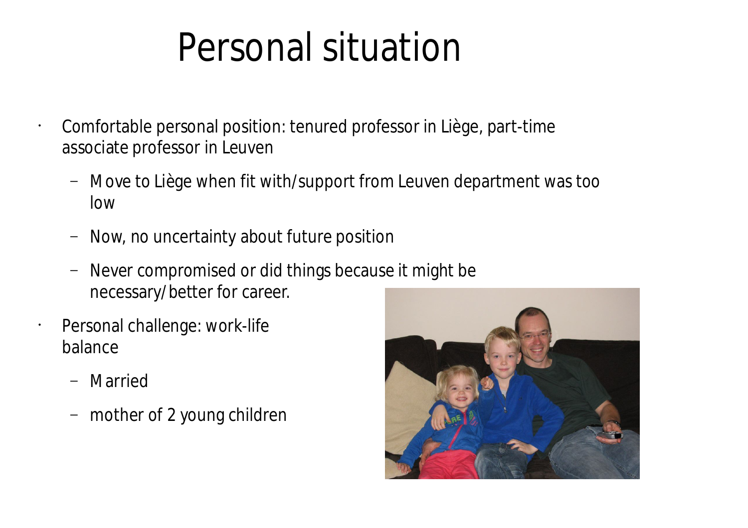# Personal situation

- Comfortable personal position: tenured professor in Liège, part-time associate professor in Leuven
  - Move to Liège when fit with/support from Leuven department was too low
  - Now, no uncertainty about future position
  - Never compromised or did things because it might be necessary/better for career.
- Personal challenge: work-life balance
  - Married
  - mother of 2 young children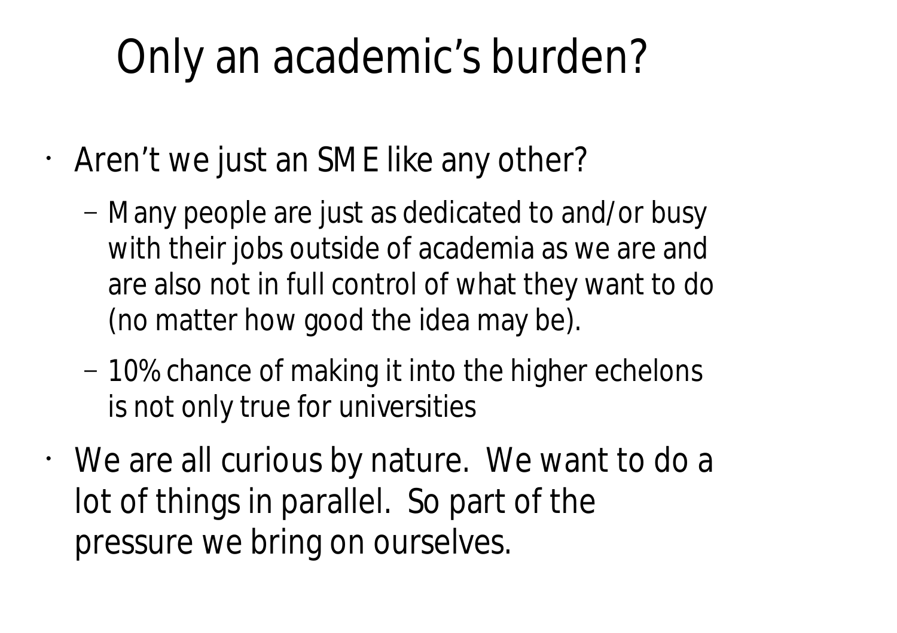# Only an academic's burden?

- Aren't we just an SME like any other?
  - Many people are just as dedicated to and/or busy with their jobs outside of academia as we are and are also not in full control of what they want to do (no matter how good the idea may be).
  - 10% chance of making it into the higher echelons is not only true for universities
- We are all curious by nature. We want to do a lot of things in parallel. So part of the pressure we bring on ourselves.